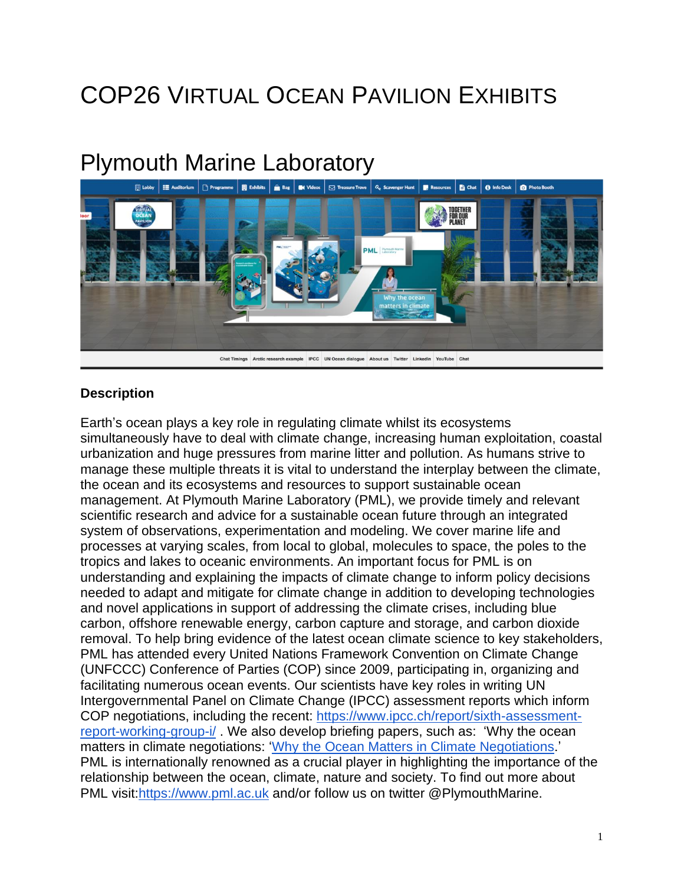# COP26 Virtual Ocean Pavilion Exhibits

## Plymouth Marine Laboratory

### Description

Earth's ocean plays a key role in regulating climate whilst its ecosystems simultaneously have to deal with climate change, increasing human exploitation, coastal urbanization and huge pressures from marine litter and pollution. As humans strive to manage these multiple threats it is vital to understand the interplay between the climate, the ocean and its ecosystems and resources to support sustainable ocean management. At Plymouth Marine Laboratory (PML), we provide timely and relevant scientific research and advice for a sustainable ocean future through an integrated system of observations, experimentation and modeling. We cover marine life and processes at varying scales, from local to global, molecules to space, the poles to the tropics and lakes to oceanic environments. An important focus for PML is on understanding and explaining the impacts of climate change to inform policy decisions needed to adapt and mitigate for climate change in addition to developing technologies and novel applications in support of addressing the climate crises, including blue carbon, offshore renewable energy, carbon capture and storage, and carbon dioxide removal. To help bring evidence of the latest ocean climate science to key stakeholders, PML has attended every United Nations Framework Convention on Climate Change (UNFCCC) Conference of Parties (COP) since 2009, participating in, organizing and facilitating numerous ocean events. Our scientists have key roles in writing UN Intergovernmental Panel on Climate Change (IPCC) assessment reports which inform COP negotiations, including the recent: [https://www.ipcc.ch/report/sixth-assessment-report-working-group-i/](https://www.ipcc.ch/report/sixth-assessment-report-working-group-i/) . We also develop briefing papers, such as: 'Why the ocean matters in climate negotiations: 'Why the Ocean Matters in Climate Negotiations.' PML is internationally renowned as a crucial player in highlighting the importance of the relationship between the ocean, climate, nature and society. To find out more about PML visit:[https://www.pml.ac.uk](https://www.pml.ac.uk) and/or follow us on twitter @PlymouthMarine.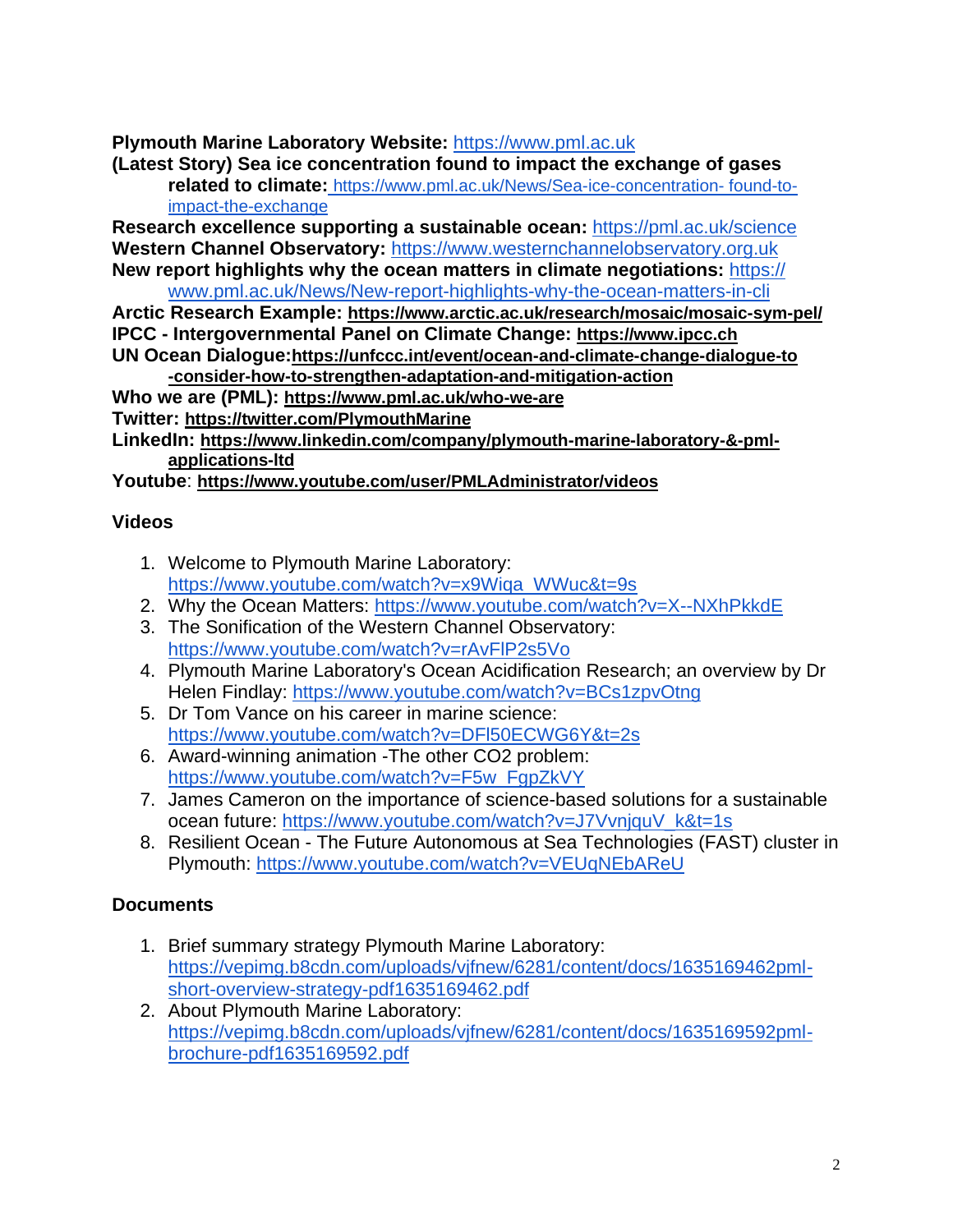**Plymouth Marine Laboratory Website:** https://www.pml.ac.uk

**(Latest Story) Sea ice concentration found to impact the exchange of gases related to climate:** https://www.pml.ac.uk/News/Sea-ice-concentration- found-to-impact-the-exchange

**Research excellence supporting a sustainable ocean:** https://pml.ac.uk/science

**Western Channel Observatory:** https://www.westernchannelobservatory.org.uk

**New report highlights why the ocean matters in climate negotiations:** https://www.pml.ac.uk/News/New-report-highlights-why-the-ocean-matters-in-cli

**Arctic Research Example: https://www.arctic.ac.uk/research/mosaic/mosaic-sym-pel/**

**IPCC - Intergovernmental Panel on Climate Change: https://www.ipcc.ch**

**UN Ocean Dialogue:https://unfccc.int/event/ocean-and-climate-change-dialogue-to-consider-how-to-strengthen-adaptation-and-mitigation-action**

**Who we are (PML): https://www.pml.ac.uk/who-we-are**

**Twitter: https://twitter.com/PlymouthMarine**

**LinkedIn: https://www.linkedin.com/company/plymouth-marine-laboratory-&-pml-applications-ltd**

**Youtube**: **https://www.youtube.com/user/PMLAdministrator/videos**

### Videos

1. Welcome to Plymouth Marine Laboratory: https://www.youtube.com/watch?v=x9Wiqa_WWuc&t=9s
2. Why the Ocean Matters: https://www.youtube.com/watch?v=X--NXhPkkdE
3. The Sonification of the Western Channel Observatory: https://www.youtube.com/watch?v=rAvFlP2s5Vo
4. Plymouth Marine Laboratory's Ocean Acidification Research; an overview by Dr Helen Findlay: https://www.youtube.com/watch?v=BCs1zpvOtng
5. Dr Tom Vance on his career in marine science: https://www.youtube.com/watch?v=DFl50ECWG6Y&t=2s
6. Award-winning animation -The other CO2 problem: https://www.youtube.com/watch?v=F5w_FgpZkVY
7. James Cameron on the importance of science-based solutions for a sustainable ocean future: https://www.youtube.com/watch?v=J7VvnjquV_k&t=1s
8. Resilient Ocean - The Future Autonomous at Sea Technologies (FAST) cluster in Plymouth: https://www.youtube.com/watch?v=VEUqNEbAReU

### Documents

1. Brief summary strategy Plymouth Marine Laboratory: https://vepimg.b8cdn.com/uploads/vjfnew/6281/content/docs/1635169462pml-short-overview-strategy-pdf1635169462.pdf
2. About Plymouth Marine Laboratory: https://vepimg.b8cdn.com/uploads/vjfnew/6281/content/docs/1635169592pml-brochure-pdf1635169592.pdf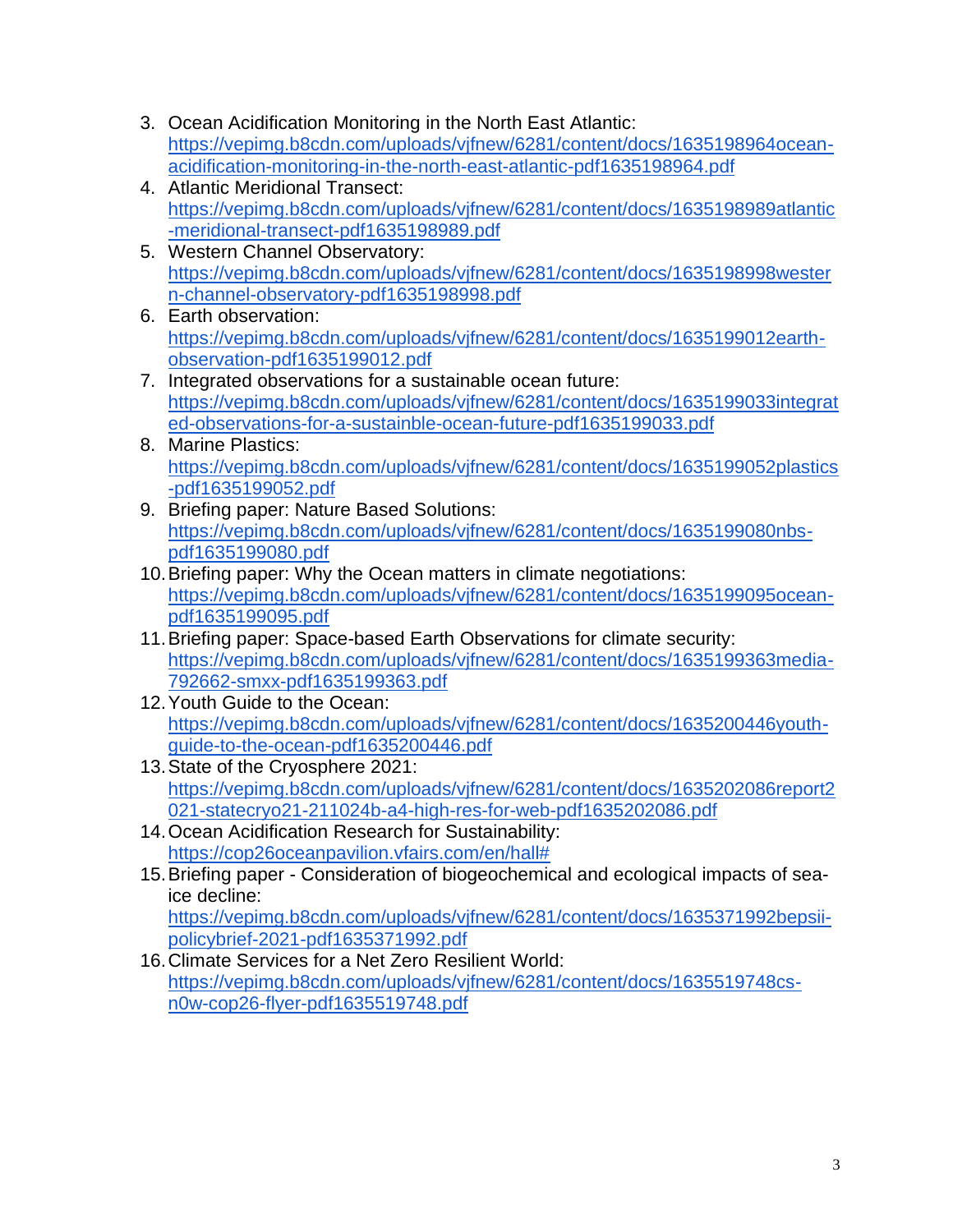3. Ocean Acidification Monitoring in the North East Atlantic: https://vepimg.b8cdn.com/uploads/vjfnew/6281/content/docs/1635198964ocean-acidification-monitoring-in-the-north-east-atlantic-pdf1635198964.pdf
4. Atlantic Meridional Transect: https://vepimg.b8cdn.com/uploads/vjfnew/6281/content/docs/1635198989atlantic-meridional-transect-pdf1635198989.pdf
5. Western Channel Observatory: https://vepimg.b8cdn.com/uploads/vjfnew/6281/content/docs/1635198998western-channel-observatory-pdf1635198998.pdf
6. Earth observation: https://vepimg.b8cdn.com/uploads/vjfnew/6281/content/docs/1635199012earth-observation-pdf1635199012.pdf
7. Integrated observations for a sustainable ocean future: https://vepimg.b8cdn.com/uploads/vjfnew/6281/content/docs/1635199033integrated-observations-for-a-sustainble-ocean-future-pdf1635199033.pdf
8. Marine Plastics: https://vepimg.b8cdn.com/uploads/vjfnew/6281/content/docs/1635199052plastics-pdf1635199052.pdf
9. Briefing paper: Nature Based Solutions: https://vepimg.b8cdn.com/uploads/vjfnew/6281/content/docs/1635199080nbs-pdf1635199080.pdf
10. Briefing paper: Why the Ocean matters in climate negotiations: https://vepimg.b8cdn.com/uploads/vjfnew/6281/content/docs/1635199095ocean-pdf1635199095.pdf
11. Briefing paper: Space-based Earth Observations for climate security: https://vepimg.b8cdn.com/uploads/vjfnew/6281/content/docs/1635199363media-792662-smxx-pdf1635199363.pdf
12. Youth Guide to the Ocean: https://vepimg.b8cdn.com/uploads/vjfnew/6281/content/docs/1635200446youth-guide-to-the-ocean-pdf1635200446.pdf
13. State of the Cryosphere 2021: https://vepimg.b8cdn.com/uploads/vjfnew/6281/content/docs/1635202086report2021-statecryo21-211024b-a4-high-res-for-web-pdf1635202086.pdf
14. Ocean Acidification Research for Sustainability: https://cop26oceanpavilion.vfairs.com/en/hall#
15. Briefing paper - Consideration of biogeochemical and ecological impacts of sea-ice decline: https://vepimg.b8cdn.com/uploads/vjfnew/6281/content/docs/1635371992bepsii-policybrief-2021-pdf1635371992.pdf
16. Climate Services for a Net Zero Resilient World: https://vepimg.b8cdn.com/uploads/vjfnew/6281/content/docs/1635519748cs-n0w-cop26-flyer-pdf1635519748.pdf